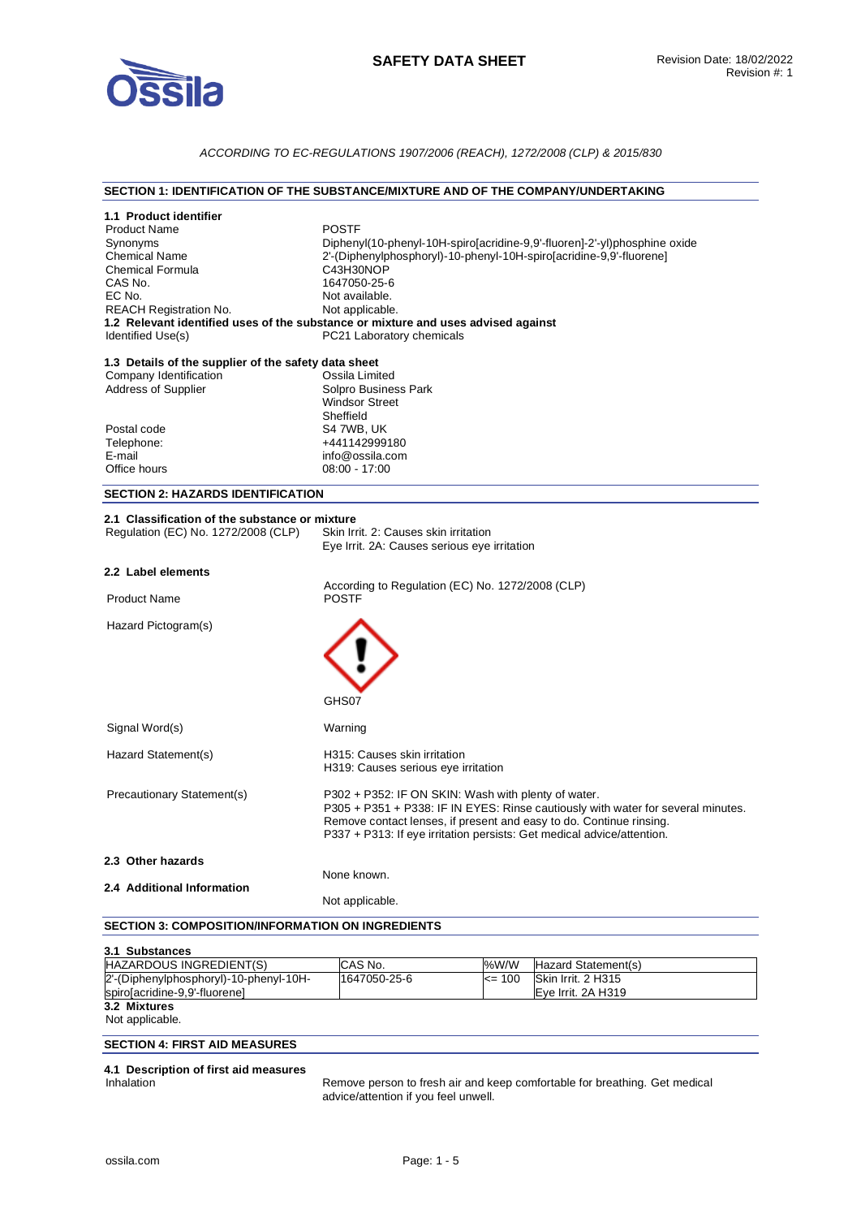# SAFETY DATA SHEET

Revision Date: 18/02/2022
Revision #: 1

*ACCORDING TO EC-REGULATIONS 1907/2006 (REACH), 1272/2008 (CLP) & 2015/830*

## SECTION 1: IDENTIFICATION OF THE SUBSTANCE/MIXTURE AND OF THE COMPANY/UNDERTAKING

**1.1 Product identifier**

| | |
|---|---|
| Product Name | POSTF |
| Synonyms | Diphenyl(10-phenyl-10H-spiro[acridine-9,9'-fluoren]-2'-yl)phosphine oxide |
| Chemical Name | 2'-(Diphenylphosphoryl)-10-phenyl-10H-spiro[acridine-9,9'-fluorene] |
| Chemical Formula | C43H30NOP |
| CAS No. | 1647050-25-6 |
| EC No. | Not available. |
| REACH Registration No. | Not applicable. |

**1.2 Relevant identified uses of the substance or mixture and uses advised against**

| | |
|---|---|
| Identified Use(s) | PC21 Laboratory chemicals |

**1.3 Details of the supplier of the safety data sheet**

| | |
|---|---|
| Company Identification | Ossila Limited |
| Address of Supplier | Solpro Business Park<br>Windsor Street<br>Sheffield |
| Postal code | S4 7WB, UK |
| Telephone: | +441142999180 |
| E-mail | info@ossila.com |
| Office hours | 08:00 - 17:00 |

## SECTION 2: HAZARDS IDENTIFICATION

**2.1 Classification of the substance or mixture**

| | |
|---|---|
| Regulation (EC) No. 1272/2008 (CLP) | Skin Irrit. 2: Causes skin irritation<br>Eye Irrit. 2A: Causes serious eye irritation |

**2.2 Label elements**

According to Regulation (EC) No. 1272/2008 (CLP)

| | |
|---|---|
| Product Name | POSTF |
| Hazard Pictogram(s) | GHS07 |
| Signal Word(s) | Warning |
| Hazard Statement(s) | H315: Causes skin irritation<br>H319: Causes serious eye irritation |
| Precautionary Statement(s) | P302 + P352: IF ON SKIN: Wash with plenty of water.<br>P305 + P351 + P338: IF IN EYES: Rinse cautiously with water for several minutes. Remove contact lenses, if present and easy to do. Continue rinsing.<br>P337 + P313: If eye irritation persists: Get medical advice/attention. |

**2.3 Other hazards**

None known.

**2.4 Additional Information**

Not applicable.

## SECTION 3: COMPOSITION/INFORMATION ON INGREDIENTS

**3.1 Substances**

| HAZARDOUS INGREDIENT(S) | CAS No. | %W/W | Hazard Statement(s) |
|---|---|---|---|
| 2'-(Diphenylphosphoryl)-10-phenyl-10H-spiro[acridine-9,9'-fluorene] | 1647050-25-6 | <= 100 | Skin Irrit. 2 H315<br>Eye Irrit. 2A H319 |

**3.2 Mixtures**

Not applicable.

## SECTION 4: FIRST AID MEASURES

**4.1 Description of first aid measures**

| | |
|---|---|
| Inhalation | Remove person to fresh air and keep comfortable for breathing. Get medical advice/attention if you feel unwell. |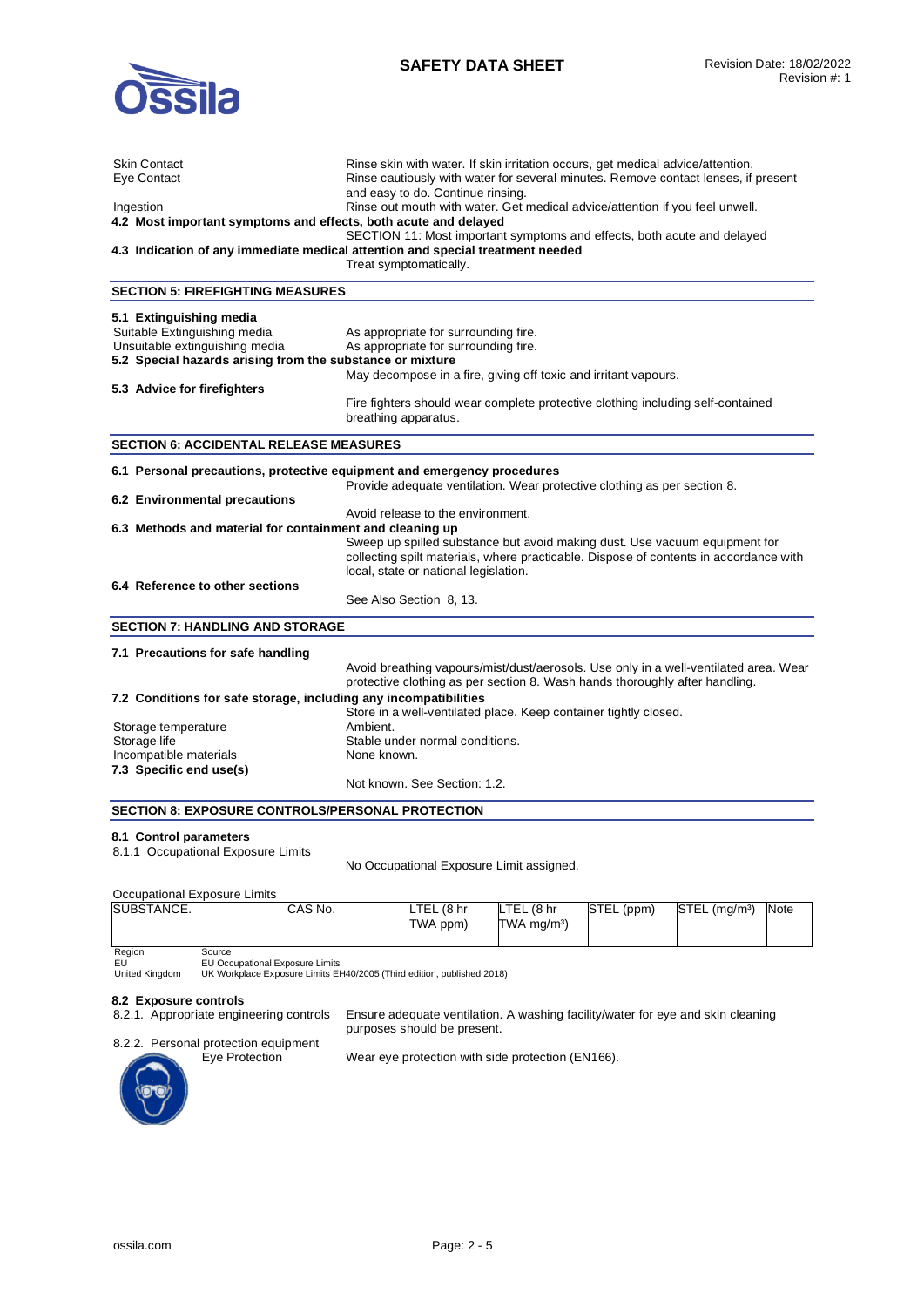Skin Contact — Rinse skin with water. If skin irritation occurs, get medical advice/attention.

Eye Contact — Rinse cautiously with water for several minutes. Remove contact lenses, if present and easy to do. Continue rinsing.

Ingestion — Rinse out mouth with water. Get medical advice/attention if you feel unwell.

**4.2 Most important symptoms and effects, both acute and delayed**

SECTION 11: Most important symptoms and effects, both acute and delayed

**4.3 Indication of any immediate medical attention and special treatment needed**

Treat symptomatically.

## SECTION 5: FIREFIGHTING MEASURES

**5.1 Extinguishing media**

Suitable Extinguishing media — As appropriate for surrounding fire.

Unsuitable extinguishing media — As appropriate for surrounding fire.

**5.2 Special hazards arising from the substance or mixture**

May decompose in a fire, giving off toxic and irritant vapours.

**5.3 Advice for firefighters**

Fire fighters should wear complete protective clothing including self-contained breathing apparatus.

## SECTION 6: ACCIDENTAL RELEASE MEASURES

**6.1 Personal precautions, protective equipment and emergency procedures**

Provide adequate ventilation. Wear protective clothing as per section 8.

**6.2 Environmental precautions**

Avoid release to the environment.

**6.3 Methods and material for containment and cleaning up**

Sweep up spilled substance but avoid making dust. Use vacuum equipment for collecting spilt materials, where practicable. Dispose of contents in accordance with local, state or national legislation.

**6.4 Reference to other sections**

See Also Section 8, 13.

## SECTION 7: HANDLING AND STORAGE

**7.1 Precautions for safe handling**

Avoid breathing vapours/mist/dust/aerosols. Use only in a well-ventilated area. Wear protective clothing as per section 8. Wash hands thoroughly after handling.

**7.2 Conditions for safe storage, including any incompatibilities**

Store in a well-ventilated place. Keep container tightly closed.

Storage temperature — Ambient.

Storage life — Stable under normal conditions.

Incompatible materials — None known.

**7.3 Specific end use(s)**

Not known. See Section: 1.2.

## SECTION 8: EXPOSURE CONTROLS/PERSONAL PROTECTION

**8.1 Control parameters**

8.1.1 Occupational Exposure Limits

No Occupational Exposure Limit assigned.

Occupational Exposure Limits

| SUBSTANCE. | CAS No. | LTEL (8 hr TWA ppm) | LTEL (8 hr TWA mg/m³) | STEL (ppm) | STEL (mg/m³) | Note |
|---|---|---|---|---|---|---|
| | | | | | | |

| Region | Source |
|---|---|
| EU | EU Occupational Exposure Limits |
| United Kingdom | UK Workplace Exposure Limits EH40/2005 (Third edition, published 2018) |

**8.2 Exposure controls**

8.2.1. Appropriate engineering controls — Ensure adequate ventilation. A washing facility/water for eye and skin cleaning purposes should be present.

8.2.2. Personal protection equipment

Eye Protection — Wear eye protection with side protection (EN166).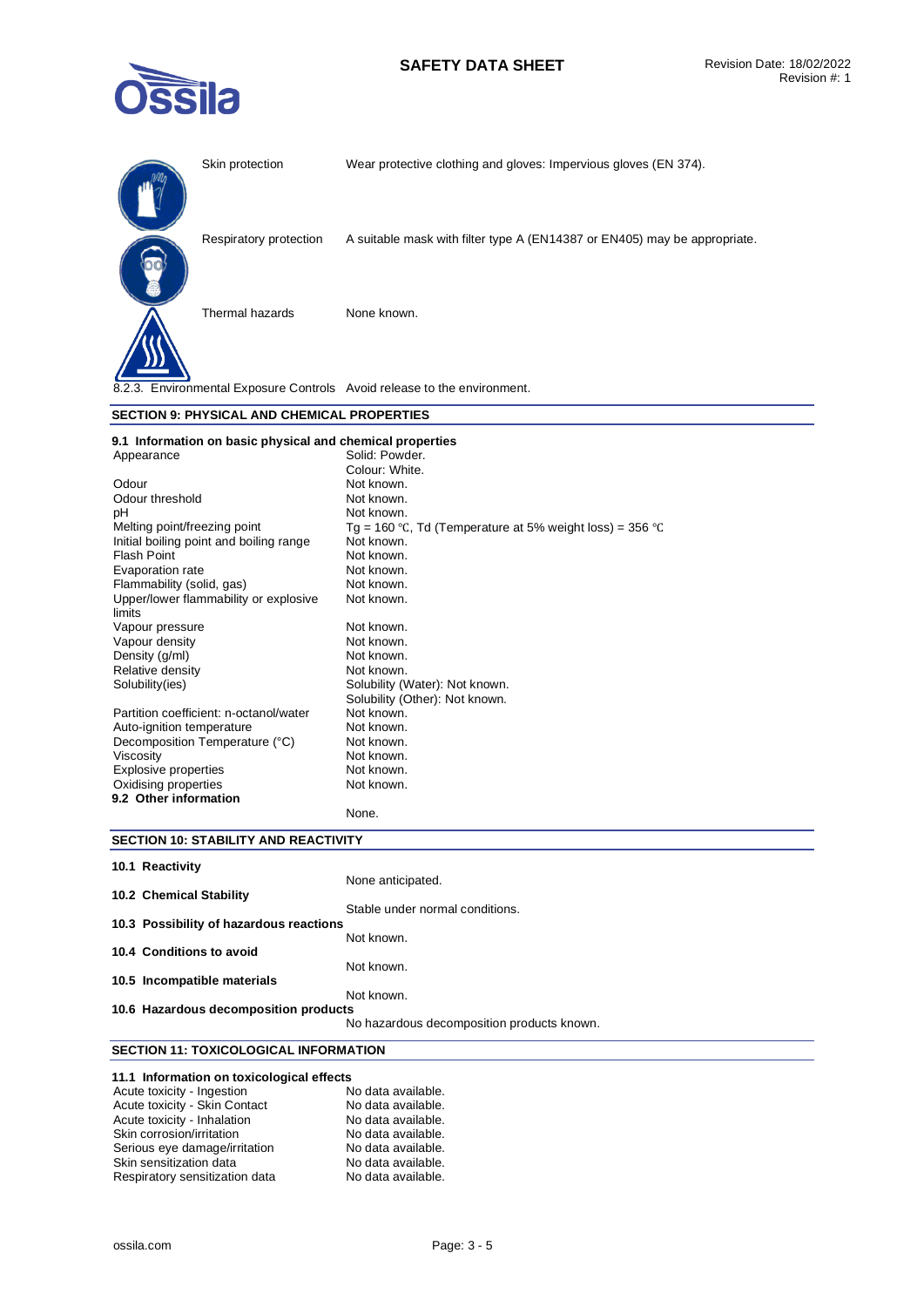| | |
|---|---|
| Skin protection | Wear protective clothing and gloves: Impervious gloves (EN 374). |
| Respiratory protection | A suitable mask with filter type A (EN14387 or EN405) may be appropriate. |
| Thermal hazards | None known. |

8.2.3. Environmental Exposure Controls Avoid release to the environment.

## SECTION 9: PHYSICAL AND CHEMICAL PROPERTIES

### 9.1 Information on basic physical and chemical properties

| | |
|---|---|
| Appearance | Solid: Powder.<br>Colour: White. |
| Odour | Not known. |
| Odour threshold | Not known. |
| pH | Not known. |
| Melting point/freezing point | Tg = 160 °C, Td (Temperature at 5% weight loss) = 356 °C |
| Initial boiling point and boiling range | Not known. |
| Flash Point | Not known. |
| Evaporation rate | Not known. |
| Flammability (solid, gas) | Not known. |
| Upper/lower flammability or explosive limits | Not known. |
| Vapour pressure | Not known. |
| Vapour density | Not known. |
| Density (g/ml) | Not known. |
| Relative density | Not known. |
| Solubility(ies) | Solubility (Water): Not known.<br>Solubility (Other): Not known. |
| Partition coefficient: n-octanol/water | Not known. |
| Auto-ignition temperature | Not known. |
| Decomposition Temperature (°C) | Not known. |
| Viscosity | Not known. |
| Explosive properties | Not known. |
| Oxidising properties | Not known. |

### 9.2 Other information

None.

## SECTION 10: STABILITY AND REACTIVITY

**10.1 Reactivity**

None anticipated.

**10.2 Chemical Stability**

Stable under normal conditions.

**10.3 Possibility of hazardous reactions**

Not known.

**10.4 Conditions to avoid**

Not known.

**10.5 Incompatible materials**

Not known.

**10.6 Hazardous decomposition products**

No hazardous decomposition products known.

## SECTION 11: TOXICOLOGICAL INFORMATION

### 11.1 Information on toxicological effects

| | |
|---|---|
| Acute toxicity - Ingestion | No data available. |
| Acute toxicity - Skin Contact | No data available. |
| Acute toxicity - Inhalation | No data available. |
| Skin corrosion/irritation | No data available. |
| Serious eye damage/irritation | No data available. |
| Skin sensitization data | No data available. |
| Respiratory sensitization data | No data available. |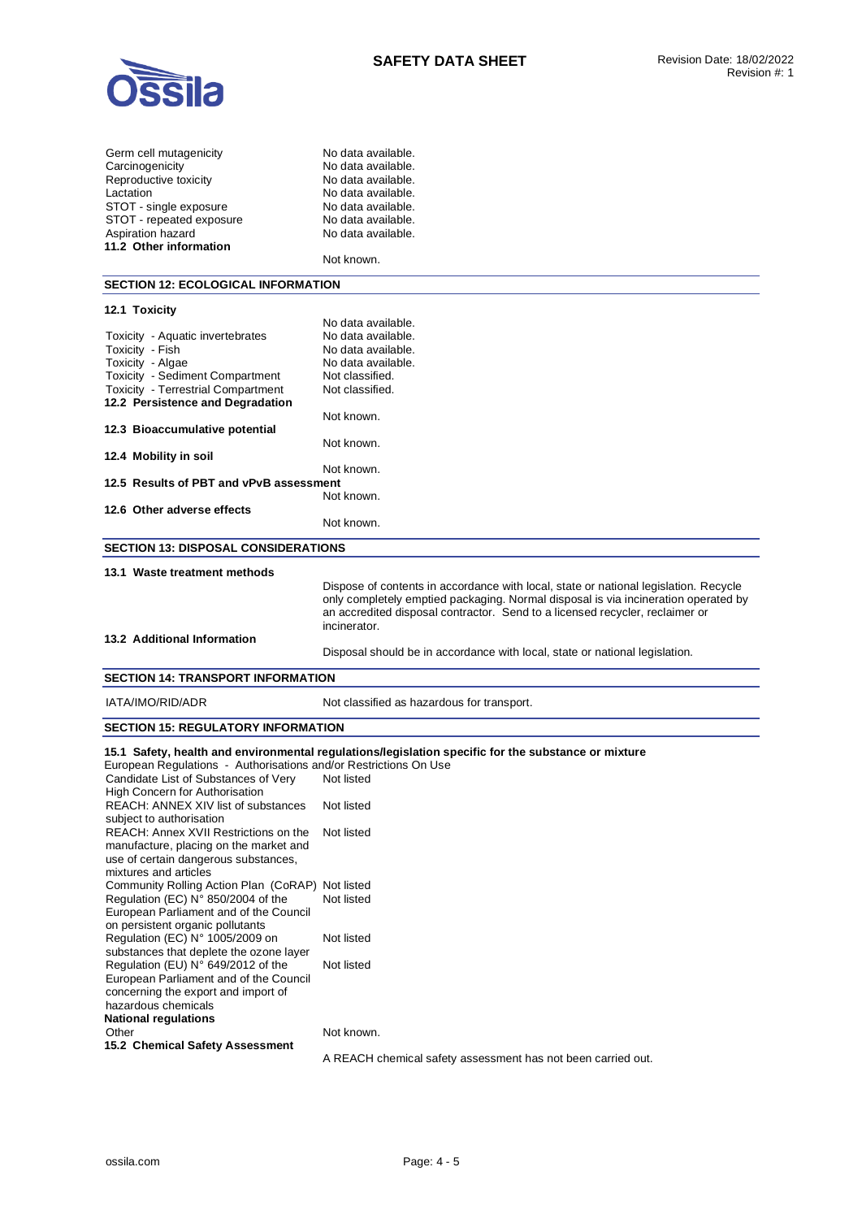| | |
|---|---|
| Germ cell mutagenicity | No data available. |
| Carcinogenicity | No data available. |
| Reproductive toxicity | No data available. |
| Lactation | No data available. |
| STOT - single exposure | No data available. |
| STOT - repeated exposure | No data available. |
| Aspiration hazard | No data available. |

**11.2 Other information**

Not known.

## SECTION 12: ECOLOGICAL INFORMATION

**12.1 Toxicity**

| | |
|---|---|
| | No data available. |
| Toxicity - Aquatic invertebrates | No data available. |
| Toxicity - Fish | No data available. |
| Toxicity - Algae | No data available. |
| Toxicity - Sediment Compartment | Not classified. |
| Toxicity - Terrestrial Compartment | Not classified. |

**12.2 Persistence and Degradation**

Not known.

**12.3 Bioaccumulative potential**

Not known.

**12.4 Mobility in soil**

Not known.

**12.5 Results of PBT and vPvB assessment**

Not known.

**12.6 Other adverse effects**

Not known.

## SECTION 13: DISPOSAL CONSIDERATIONS

**13.1 Waste treatment methods**

Dispose of contents in accordance with local, state or national legislation. Recycle only completely emptied packaging. Normal disposal is via incineration operated by an accredited disposal contractor. Send to a licensed recycler, reclaimer or incinerator.

**13.2 Additional Information**

Disposal should be in accordance with local, state or national legislation.

## SECTION 14: TRANSPORT INFORMATION

| | |
|---|---|
| IATA/IMO/RID/ADR | Not classified as hazardous for transport. |

## SECTION 15: REGULATORY INFORMATION

**15.1 Safety, health and environmental regulations/legislation specific for the substance or mixture**

European Regulations - Authorisations and/or Restrictions On Use

| | |
|---|---|
| Candidate List of Substances of Very High Concern for Authorisation | Not listed |
| REACH: ANNEX XIV list of substances subject to authorisation | Not listed |
| REACH: Annex XVII Restrictions on the manufacture, placing on the market and use of certain dangerous substances, mixtures and articles | Not listed |
| Community Rolling Action Plan (CoRAP) | Not listed |
| Regulation (EC) N° 850/2004 of the European Parliament and of the Council on persistent organic pollutants | Not listed |
| Regulation (EC) N° 1005/2009 on substances that deplete the ozone layer | Not listed |
| Regulation (EU) N° 649/2012 of the European Parliament and of the Council concerning the export and import of hazardous chemicals | Not listed |

**National regulations**

| | |
|---|---|
| Other | Not known. |

**15.2 Chemical Safety Assessment**

A REACH chemical safety assessment has not been carried out.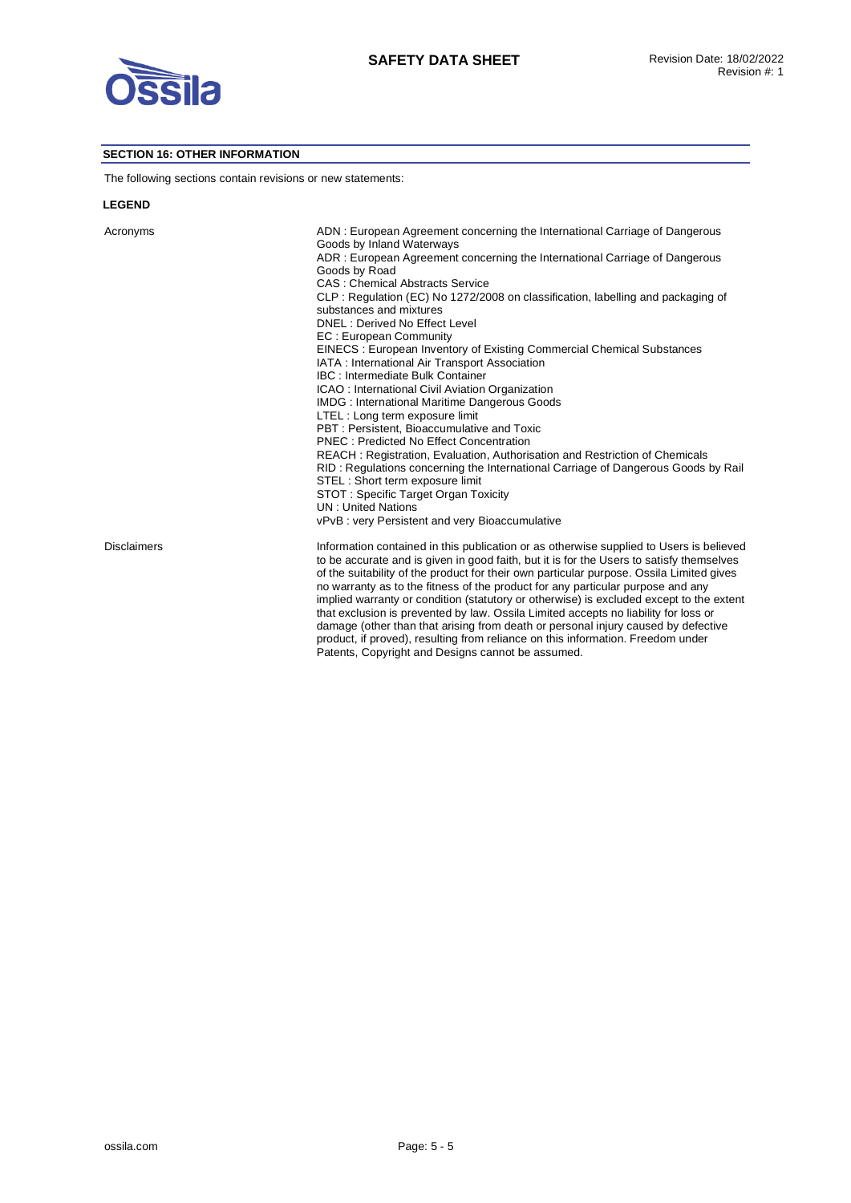## SECTION 16: OTHER INFORMATION

The following sections contain revisions or new statements:

### LEGEND

| | |
|---|---|
| Acronyms | ADN : European Agreement concerning the International Carriage of Dangerous Goods by Inland Waterways<br>ADR : European Agreement concerning the International Carriage of Dangerous Goods by Road<br>CAS : Chemical Abstracts Service<br>CLP : Regulation (EC) No 1272/2008 on classification, labelling and packaging of substances and mixtures<br>DNEL : Derived No Effect Level<br>EC : European Community<br>EINECS : European Inventory of Existing Commercial Chemical Substances<br>IATA : International Air Transport Association<br>IBC : Intermediate Bulk Container<br>ICAO : International Civil Aviation Organization<br>IMDG : International Maritime Dangerous Goods<br>LTEL : Long term exposure limit<br>PBT : Persistent, Bioaccumulative and Toxic<br>PNEC : Predicted No Effect Concentration<br>REACH : Registration, Evaluation, Authorisation and Restriction of Chemicals<br>RID : Regulations concerning the International Carriage of Dangerous Goods by Rail<br>STEL : Short term exposure limit<br>STOT : Specific Target Organ Toxicity<br>UN : United Nations<br>vPvB : very Persistent and very Bioaccumulative |
| Disclaimers | Information contained in this publication or as otherwise supplied to Users is believed to be accurate and is given in good faith, but it is for the Users to satisfy themselves of the suitability of the product for their own particular purpose. Ossila Limited gives no warranty as to the fitness of the product for any particular purpose and any implied warranty or condition (statutory or otherwise) is excluded except to the extent that exclusion is prevented by law. Ossila Limited accepts no liability for loss or damage (other than that arising from death or personal injury caused by defective product, if proved), resulting from reliance on this information. Freedom under Patents, Copyright and Designs cannot be assumed. |